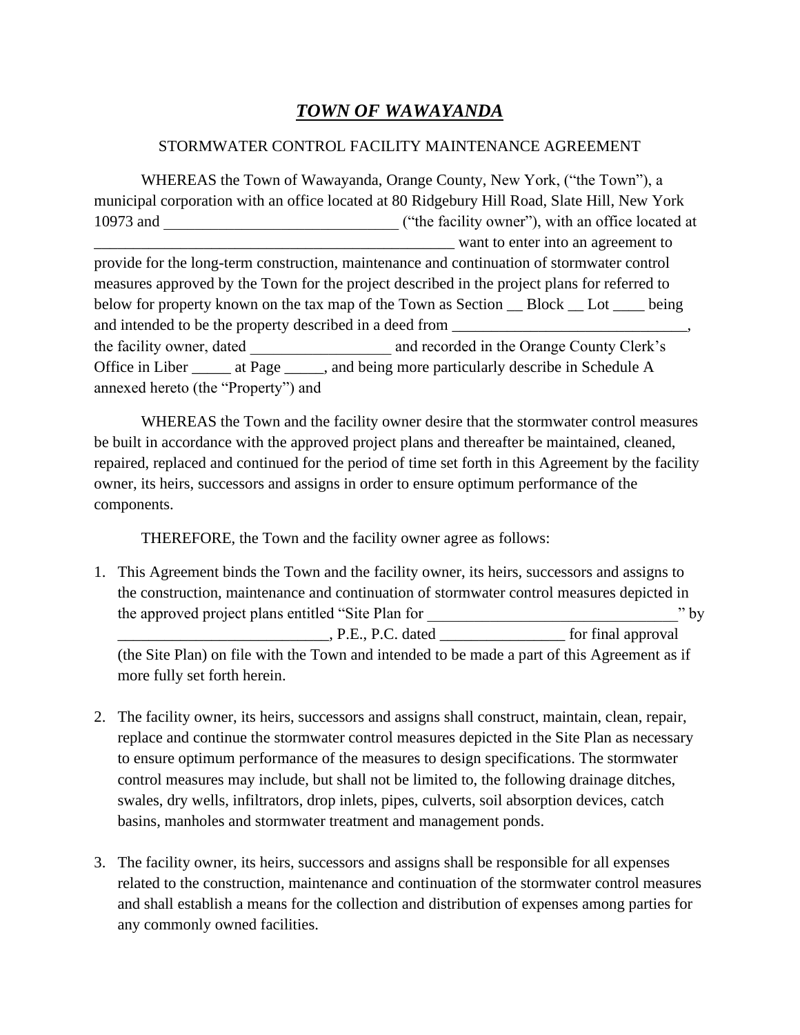# ***TOWN OF WAWAYANDA***

STORMWATER CONTROL FACILITY MAINTENANCE AGREEMENT

WHEREAS the Town of Wawayanda, Orange County, New York, ("the Town"), a municipal corporation with an office located at 80 Ridgebury Hill Road, Slate Hill, New York 10973 and ______________________________ ("the facility owner"), with an office located at _______________________________________________ want to enter into an agreement to provide for the long-term construction, maintenance and continuation of stormwater control measures approved by the Town for the project described in the project plans for referred to below for property known on the tax map of the Town as Section __ Block __ Lot ____ being and intended to be the property described in a deed from _______________________________, the facility owner, dated __________________ and recorded in the Orange County Clerk's Office in Liber _____ at Page _____, and being more particularly describe in Schedule A annexed hereto (the "Property") and

WHEREAS the Town and the facility owner desire that the stormwater control measures be built in accordance with the approved project plans and thereafter be maintained, cleaned, repaired, replaced and continued for the period of time set forth in this Agreement by the facility owner, its heirs, successors and assigns in order to ensure optimum performance of the components.

THEREFORE, the Town and the facility owner agree as follows:

1. This Agreement binds the Town and the facility owner, its heirs, successors and assigns to the construction, maintenance and continuation of stormwater control measures depicted in the approved project plans entitled "Site Plan for ________________________________" by ___________________________, P.E., P.C. dated ________________ for final approval (the Site Plan) on file with the Town and intended to be made a part of this Agreement as if more fully set forth herein.

2. The facility owner, its heirs, successors and assigns shall construct, maintain, clean, repair, replace and continue the stormwater control measures depicted in the Site Plan as necessary to ensure optimum performance of the measures to design specifications. The stormwater control measures may include, but shall not be limited to, the following drainage ditches, swales, dry wells, infiltrators, drop inlets, pipes, culverts, soil absorption devices, catch basins, manholes and stormwater treatment and management ponds.

3. The facility owner, its heirs, successors and assigns shall be responsible for all expenses related to the construction, maintenance and continuation of the stormwater control measures and shall establish a means for the collection and distribution of expenses among parties for any commonly owned facilities.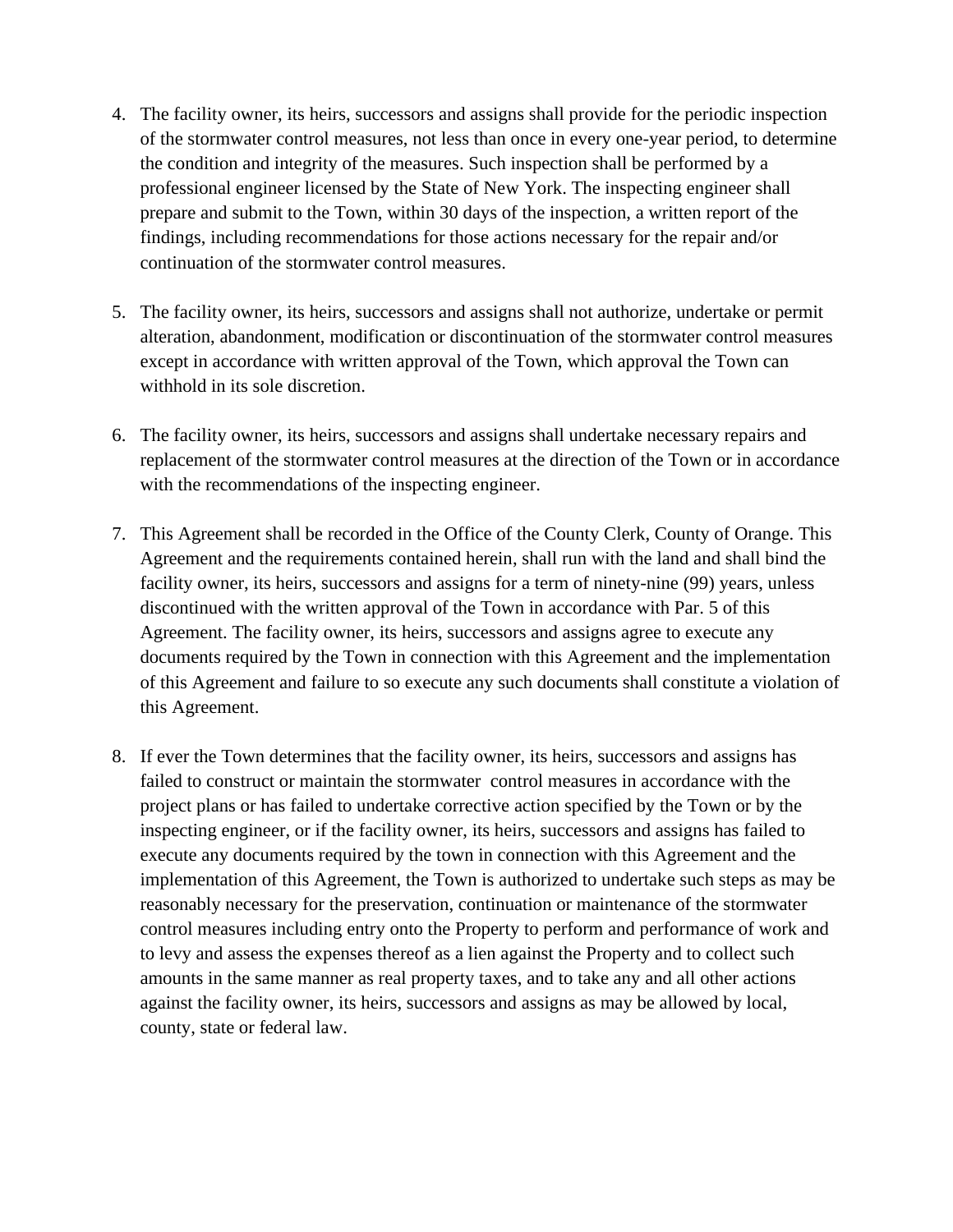4. The facility owner, its heirs, successors and assigns shall provide for the periodic inspection of the stormwater control measures, not less than once in every one-year period, to determine the condition and integrity of the measures. Such inspection shall be performed by a professional engineer licensed by the State of New York. The inspecting engineer shall prepare and submit to the Town, within 30 days of the inspection, a written report of the findings, including recommendations for those actions necessary for the repair and/or continuation of the stormwater control measures.

5. The facility owner, its heirs, successors and assigns shall not authorize, undertake or permit alteration, abandonment, modification or discontinuation of the stormwater control measures except in accordance with written approval of the Town, which approval the Town can withhold in its sole discretion.

6. The facility owner, its heirs, successors and assigns shall undertake necessary repairs and replacement of the stormwater control measures at the direction of the Town or in accordance with the recommendations of the inspecting engineer.

7. This Agreement shall be recorded in the Office of the County Clerk, County of Orange. This Agreement and the requirements contained herein, shall run with the land and shall bind the facility owner, its heirs, successors and assigns for a term of ninety-nine (99) years, unless discontinued with the written approval of the Town in accordance with Par. 5 of this Agreement. The facility owner, its heirs, successors and assigns agree to execute any documents required by the Town in connection with this Agreement and the implementation of this Agreement and failure to so execute any such documents shall constitute a violation of this Agreement.

8. If ever the Town determines that the facility owner, its heirs, successors and assigns has failed to construct or maintain the stormwater control measures in accordance with the project plans or has failed to undertake corrective action specified by the Town or by the inspecting engineer, or if the facility owner, its heirs, successors and assigns has failed to execute any documents required by the town in connection with this Agreement and the implementation of this Agreement, the Town is authorized to undertake such steps as may be reasonably necessary for the preservation, continuation or maintenance of the stormwater control measures including entry onto the Property to perform and performance of work and to levy and assess the expenses thereof as a lien against the Property and to collect such amounts in the same manner as real property taxes, and to take any and all other actions against the facility owner, its heirs, successors and assigns as may be allowed by local, county, state or federal law.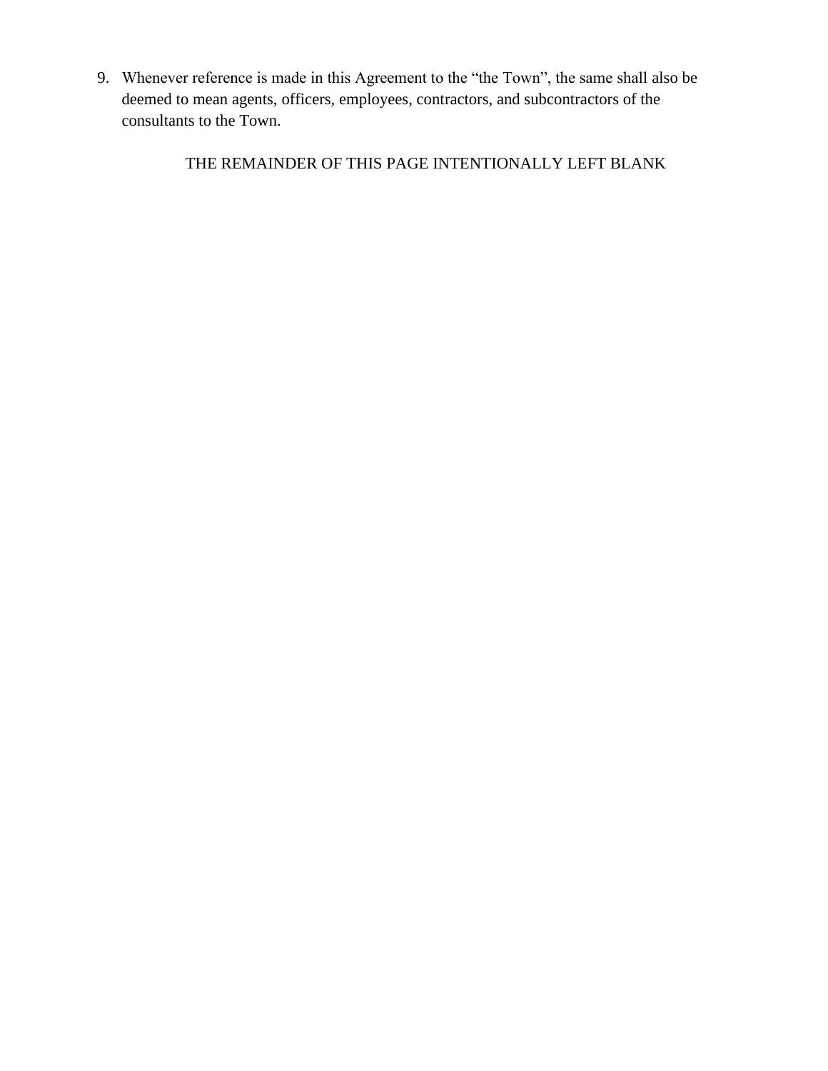9. Whenever reference is made in this Agreement to the "the Town", the same shall also be deemed to mean agents, officers, employees, contractors, and subcontractors of the consultants to the Town.

THE REMAINDER OF THIS PAGE INTENTIONALLY LEFT BLANK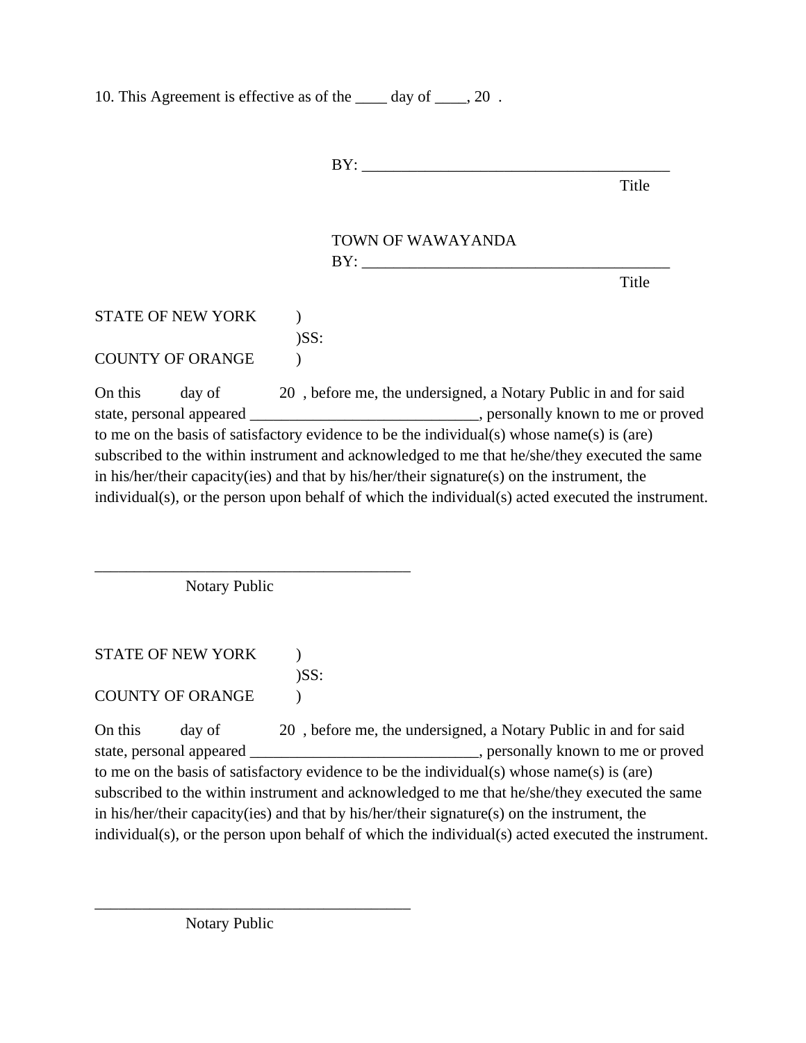10. This Agreement is effective as of the ____ day of ____, 20 .

BY: _______________________________________
Title

TOWN OF WAWAYANDA
BY: _______________________________________
Title

STATE OF NEW YORK )
)SS:
COUNTY OF ORANGE )

On this day of 20 , before me, the undersigned, a Notary Public in and for said state, personal appeared _____________________________, personally known to me or proved to me on the basis of satisfactory evidence to be the individual(s) whose name(s) is (are) subscribed to the within instrument and acknowledged to me that he/she/they executed the same in his/her/their capacity(ies) and that by his/her/their signature(s) on the instrument, the individual(s), or the person upon behalf of which the individual(s) acted executed the instrument.

_________________________________________
Notary Public

STATE OF NEW YORK )
)SS:
COUNTY OF ORANGE )

On this day of 20 , before me, the undersigned, a Notary Public in and for said state, personal appeared _____________________________, personally known to me or proved to me on the basis of satisfactory evidence to be the individual(s) whose name(s) is (are) subscribed to the within instrument and acknowledged to me that he/she/they executed the same in his/her/their capacity(ies) and that by his/her/their signature(s) on the instrument, the individual(s), or the person upon behalf of which the individual(s) acted executed the instrument.

_________________________________________
Notary Public